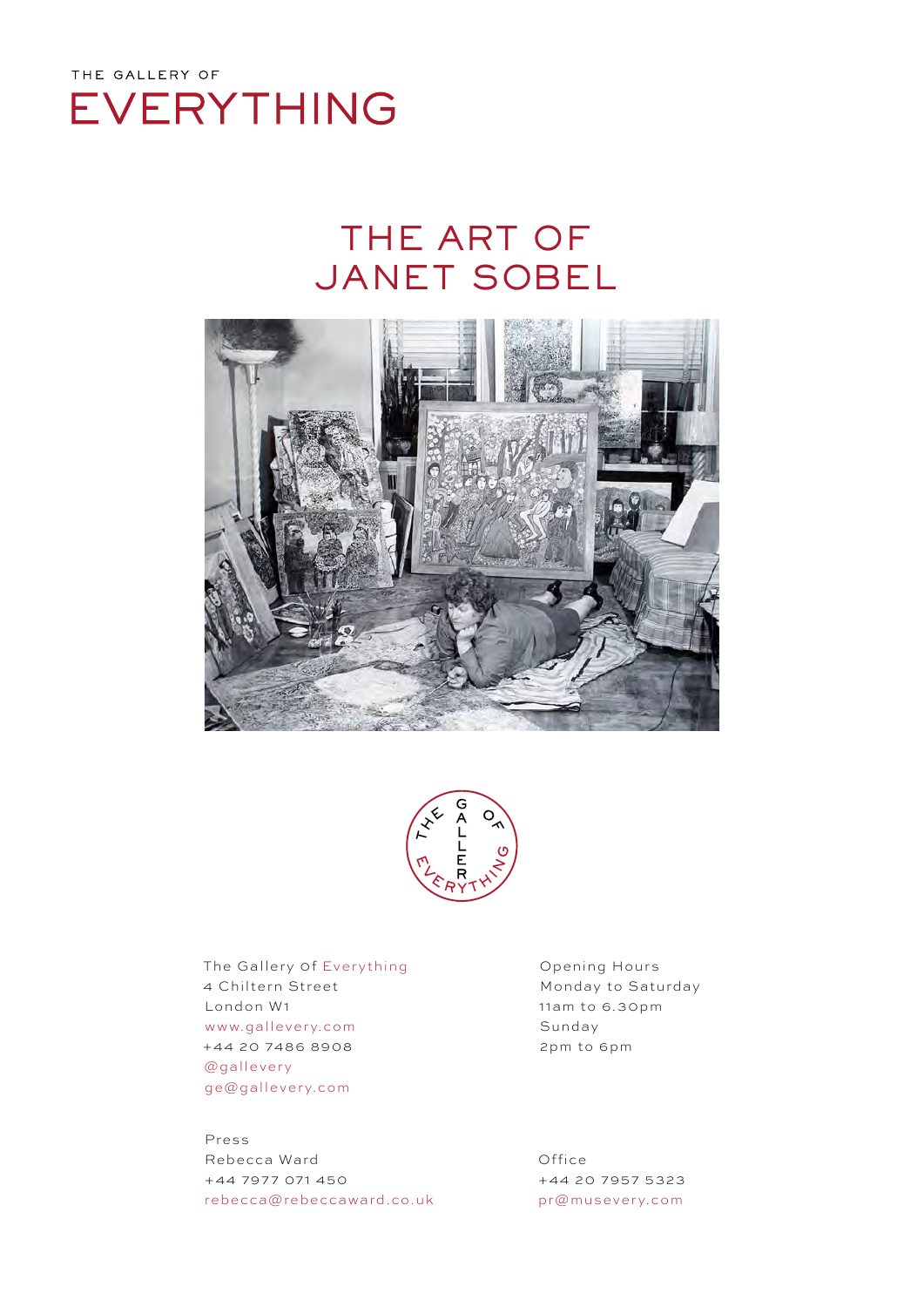THE GALLERY OF

EVERYTHING

# THE ART OF JANET SOBEL

The Gallery Of Everything
4 Chiltern Street
London W1
www.gallevery.com
+44 20 7486 8908
@gallevery
ge@gallevery.com

Opening Hours
Monday to Saturday
11am to 6.30pm
Sunday
2pm to 6pm

Press
Rebecca Ward
+44 7977 071 450
rebecca@rebeccaward.co.uk

Office
+44 20 7957 5323
pr@musevery.com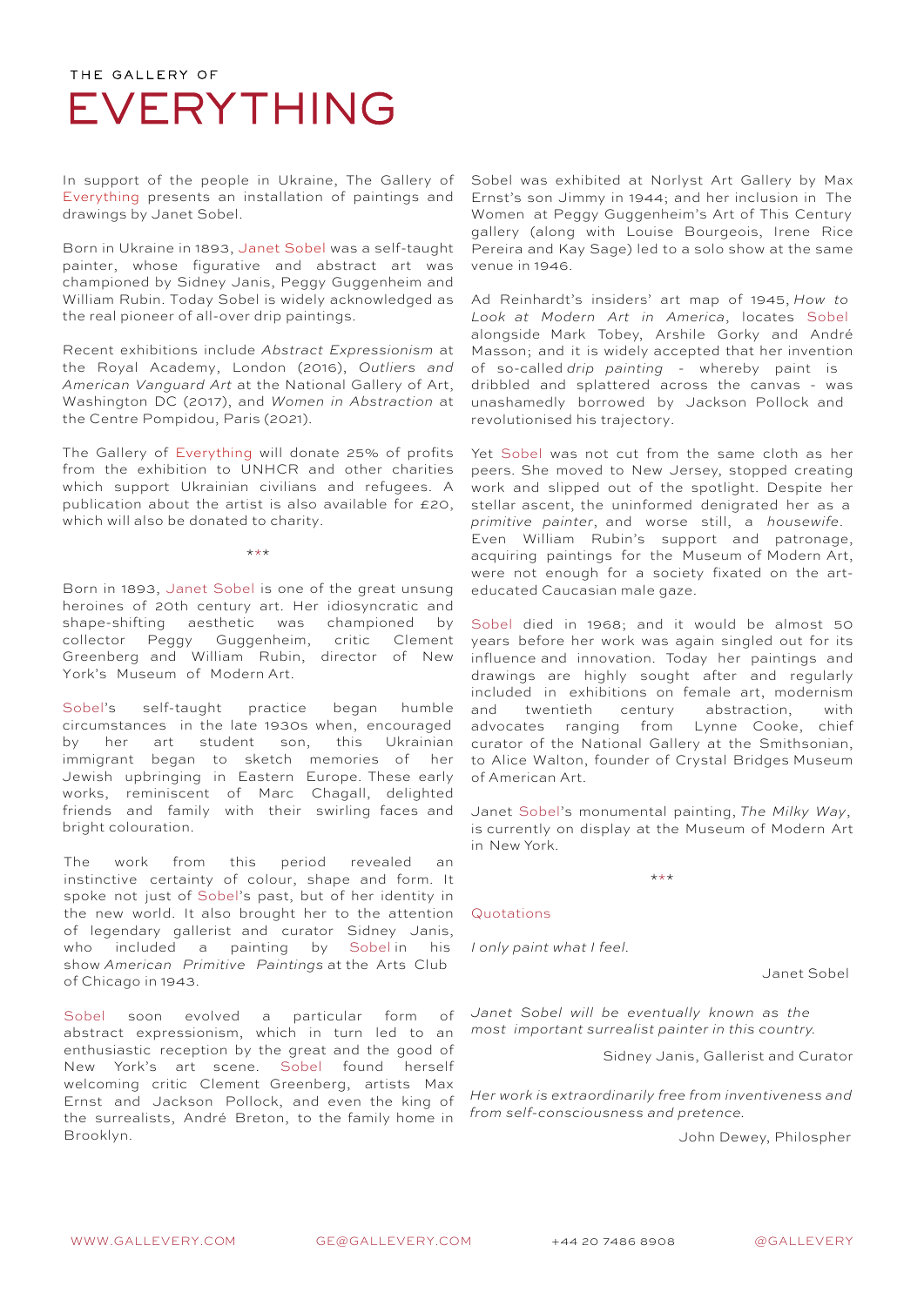THE GALLERY OF

# EVERYTHING

In support of the people in Ukraine, The Gallery of Everything presents an installation of paintings and drawings by Janet Sobel.

Born in Ukraine in 1893, Janet Sobel was a self-taught painter, whose figurative and abstract art was championed by Sidney Janis, Peggy Guggenheim and William Rubin. Today Sobel is widely acknowledged as the real pioneer of all-over drip paintings.

Recent exhibitions include *Abstract Expressionism* at the Royal Academy, London (2016), *Outliers and American Vanguard Art* at the National Gallery of Art, Washington DC (2017), and *Women in Abstraction* at the Centre Pompidou, Paris (2021).

The Gallery of Everything will donate 25% of profits from the exhibition to UNHCR and other charities which support Ukrainian civilians and refugees. A publication about the artist is also available for £20, which will also be donated to charity.

***

Born in 1893, Janet Sobel is one of the great unsung heroines of 20th century art. Her idiosyncratic and shape-shifting aesthetic was championed by collector Peggy Guggenheim, critic Clement Greenberg and William Rubin, director of New York's Museum of Modern Art.

Sobel's self-taught practice began humble circumstances in the late 1930s when, encouraged by her art student son, this Ukrainian immigrant began to sketch memories of her Jewish upbringing in Eastern Europe. These early works, reminiscent of Marc Chagall, delighted friends and family with their swirling faces and bright colouration.

The work from this period revealed an instinctive certainty of colour, shape and form. It spoke not just of Sobel's past, but of her identity in the new world. It also brought her to the attention of legendary gallerist and curator Sidney Janis, who included a painting by Sobel in his show *American Primitive Paintings* at the Arts Club of Chicago in 1943.

Sobel soon evolved a particular form of abstract expressionism, which in turn led to an enthusiastic reception by the great and the good of New York's art scene. Sobel found herself welcoming critic Clement Greenberg, artists Max Ernst and Jackson Pollock, and even the king of the surrealists, André Breton, to the family home in Brooklyn.

Sobel was exhibited at Norlyst Art Gallery by Max Ernst's son Jimmy in 1944; and her inclusion in The Women at Peggy Guggenheim's Art of This Century gallery (along with Louise Bourgeois, Irene Rice Pereira and Kay Sage) led to a solo show at the same venue in 1946.

Ad Reinhardt's insiders' art map of 1945, *How to Look at Modern Art in America*, locates Sobel alongside Mark Tobey, Arshile Gorky and André Masson; and it is widely accepted that her invention of so-called *drip painting* - whereby paint is dribbled and splattered across the canvas - was unashamedly borrowed by Jackson Pollock and revolutionised his trajectory.

Yet Sobel was not cut from the same cloth as her peers. She moved to New Jersey, stopped creating work and slipped out of the spotlight. Despite her stellar ascent, the uninformed denigrated her as a *primitive painter*, and worse still, a *housewife*. Even William Rubin's support and patronage, acquiring paintings for the Museum of Modern Art, were not enough for a society fixated on the art-educated Caucasian male gaze.

Sobel died in 1968; and it would be almost 50 years before her work was again singled out for its influence and innovation. Today her paintings and drawings are highly sought after and regularly included in exhibitions on female art, modernism and twentieth century abstraction, with advocates ranging from Lynne Cooke, chief curator of the National Gallery at the Smithsonian, to Alice Walton, founder of Crystal Bridges Museum of American Art.

Janet Sobel's monumental painting, *The Milky Way*, is currently on display at the Museum of Modern Art in New York.

***

Quotations

*I only paint what I feel.*

Janet Sobel

*Janet Sobel will be eventually known as the most important surrealist painter in this country.*

Sidney Janis, Gallerist and Curator

*Her work is extraordinarily free from inventiveness and from self-consciousness and pretence.*

John Dewey, Philospher

WWW.GALLEVERY.COM GE@GALLEVERY.COM +44 20 7486 8908 @GALLEVERY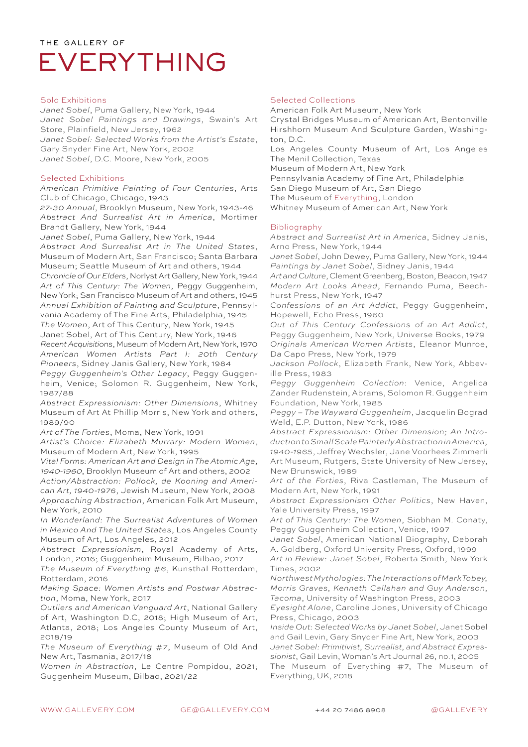THE GALLERY OF

# EVERYTHING

## Solo Exhibitions

*Janet Sobel*, Puma Gallery, New York, 1944
*Janet Sobel Paintings and Drawings*, Swain's Art Store, Plainfield, New Jersey, 1962
*Janet Sobel: Selected Works from the Artist's Estate*, Gary Snyder Fine Art, New York, 2002
*Janet Sobel*, D.C. Moore, New York, 2005

## Selected Exhibitions

*American Primitive Painting of Four Centuries*, Arts Club of Chicago, Chicago, 1943
*27-30 Annual*, Brooklyn Museum, New York, 1943-46
*Abstract And Surrealist Art in America*, Mortimer Brandt Gallery, New York, 1944
*Janet Sobel*, Puma Gallery, New York, 1944
*Abstract And Surrealist Art in The United States*, Museum of Modern Art, San Francisco; Santa Barbara Museum; Seattle Museum of Art and others, 1944
*Chronicle of Our Elders*, Norlyst Art Gallery, New York, 1944
*Art of This Century: The Women*, Peggy Guggenheim, New York; San Francisco Museum of Art and others, 1945
*Annual Exhibition of Painting and Sculpture*, Pennsylvania Academy of The Fine Arts, Philadelphia, 1945
*The Women*, Art of This Century, New York, 1945
Janet Sobel, Art of This Century, New York, 1946
*Recent Acquisitions*, Museum of Modern Art, New York, 1970
*American Women Artists Part I: 20th Century Pioneers*, Sidney Janis Gallery, New York, 1984
*Peggy Guggenheim's Other Legacy*, Peggy Guggenheim, Venice; Solomon R. Guggenheim, New York, 1987/88
*Abstract Expressionism: Other Dimensions*, Whitney Museum of Art At Phillip Morris, New York and others, 1989/90
*Art of The Forties*, Moma, New York, 1991
*Artist's Choice: Elizabeth Murray: Modern Women*, Museum of Modern Art, New York, 1995
*Vital Forms: American Art and Design in The Atomic Age, 1940-1960*, Brooklyn Museum of Art and others, 2002
*Action/Abstraction: Pollock, de Kooning and American Art, 1940-1976*, Jewish Museum, New York, 2008
*Approaching Abstraction*, American Folk Art Museum, New York, 2010
*In Wonderland: The Surrealist Adventures of Women in Mexico And The United States*, Los Angeles County Museum of Art, Los Angeles, 2012
*Abstract Expressionism*, Royal Academy of Arts, London, 2016; Guggenheim Museum, Bilbao, 2017
*The Museum of Everything #6*, Kunsthal Rotterdam, Rotterdam, 2016
*Making Space: Women Artists and Postwar Abstraction*, Moma, New York, 2017
*Outliers and American Vanguard Art*, National Gallery of Art, Washington D.C, 2018; High Museum of Art, Atlanta, 2018; Los Angeles County Museum of Art, 2018/19
*The Museum of Everything #7*, Museum of Old And New Art, Tasmania, 2017/18
*Women in Abstraction*, Le Centre Pompidou, 2021; Guggenheim Museum, Bilbao, 2021/22

## Selected Collections

American Folk Art Museum, New York
Crystal Bridges Museum of American Art, Bentonville
Hirshhorn Museum And Sculpture Garden, Washington, D.C.
Los Angeles County Museum of Art, Los Angeles
The Menil Collection, Texas
Museum of Modern Art, New York
Pennsylvania Academy of Fine Art, Philadelphia
San Diego Museum of Art, San Diego
The Museum of Everything, London
Whitney Museum of American Art, New York

## Bibliography

*Abstract and Surrealist Art in America*, Sidney Janis, Arno Press, New York, 1944
*Janet Sobel*, John Dewey, Puma Gallery, New York, 1944
*Paintings by Janet Sobel*, Sidney Janis, 1944
*Art and Culture*, Clement Greenberg, Boston, Beacon, 1947
*Modern Art Looks Ahead*, Fernando Puma, Beechhurst Press, New York, 1947
*Confessions of an Art Addict*, Peggy Guggenheim, Hopewell, Echo Press, 1960
*Out of This Century Confessions of an Art Addict*, Peggy Guggenheim, New York, Universe Books, 1979
*Originals American Women Artists*, Eleanor Munroe, Da Capo Press, New York, 1979
*Jackson Pollock*, Elizabeth Frank, New York, Abbeville Press, 1983
*Peggy Guggenheim Collection*: Venice, Angelica Zander Rudenstein, Abrams, Solomon R. Guggenheim Foundation, New York, 1985
*Peggy – The Wayward Guggenheim*, Jacquelin Bograd Weld, E.P. Dutton, New York, 1986
*Abstract Expressionism: Other Dimension; An Introduction to Small Scale Painterly Abstraction in America, 1940-1965*, Jeffrey Wechsler, Jane Voorhees Zimmerli Art Museum, Rutgers, State University of New Jersey, New Brunswick, 1989
*Art of the Forties*, Riva Castleman, The Museum of Modern Art, New York, 1991
*Abstract Expressionism Other Politics*, New Haven, Yale University Press, 1997
*Art of This Century: The Women*, Siobhan M. Conaty, Peggy Guggenheim Collection, Venice, 1997
*Janet Sobel*, American National Biography, Deborah A. Goldberg, Oxford University Press, Oxford, 1999
*Art in Review: Janet Sobel*, Roberta Smith, New York Times, 2002
*Northwest Mythologies: The Interactions of Mark Tobey, Morris Graves, Kenneth Callahan and Guy Anderson, Tacoma*, University of Washington Press, 2003
*Eyesight Alone*, Caroline Jones, University of Chicago Press, Chicago, 2003
*Inside Out: Selected Works by Janet Sobel*, Janet Sobel and Gail Levin, Gary Snyder Fine Art, New York, 2003
*Janet Sobel: Primitivist, Surrealist, and Abstract Expressionist*, Gail Levin, Woman's Art Journal 26, no.1, 2005
The Museum of Everything #7, The Museum of Everything, UK, 2018

WWW.GALLEVERY.COM GE@GALLEVERY.COM +44 20 7486 8908 @GALLEVERY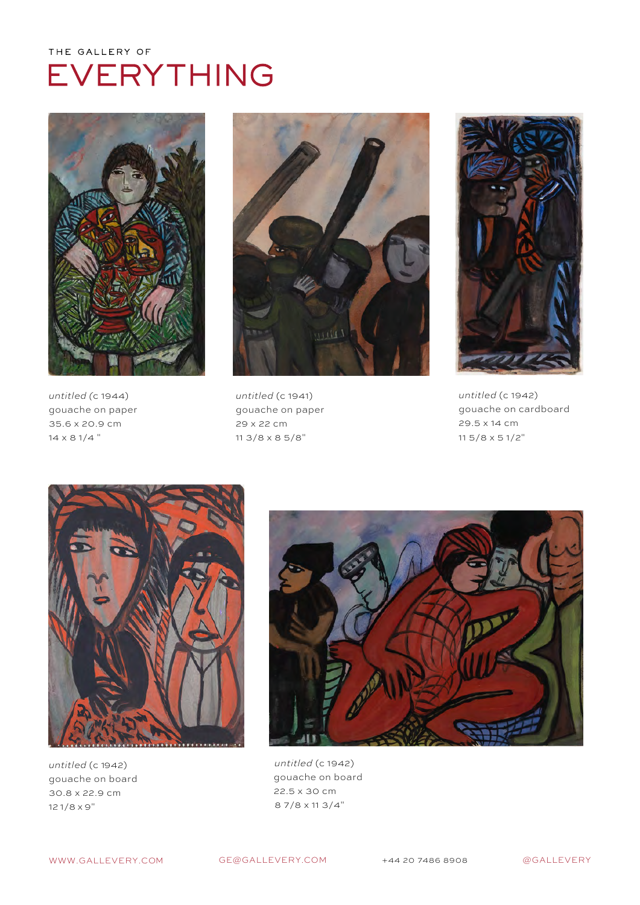THE GALLERY OF

# EVERYTHING

*untitled* (c 1944)
gouache on paper
35.6 x 20.9 cm
14 x 8 1/4 "

*untitled* (c 1941)
gouache on paper
29 x 22 cm
11 3/8 x 8 5/8"

*untitled* (c 1942)
gouache on cardboard
29.5 x 14 cm
11 5/8 x 5 1/2"

*untitled* (c 1942)
gouache on board
30.8 x 22.9 cm
12 1/8 x 9"

*untitled* (c 1942)
gouache on board
22.5 x 30 cm
8 7/8 x 11 3/4"

WWW.GALLEVERY.COM GE@GALLEVERY.COM +44 20 7486 8908 @GALLEVERY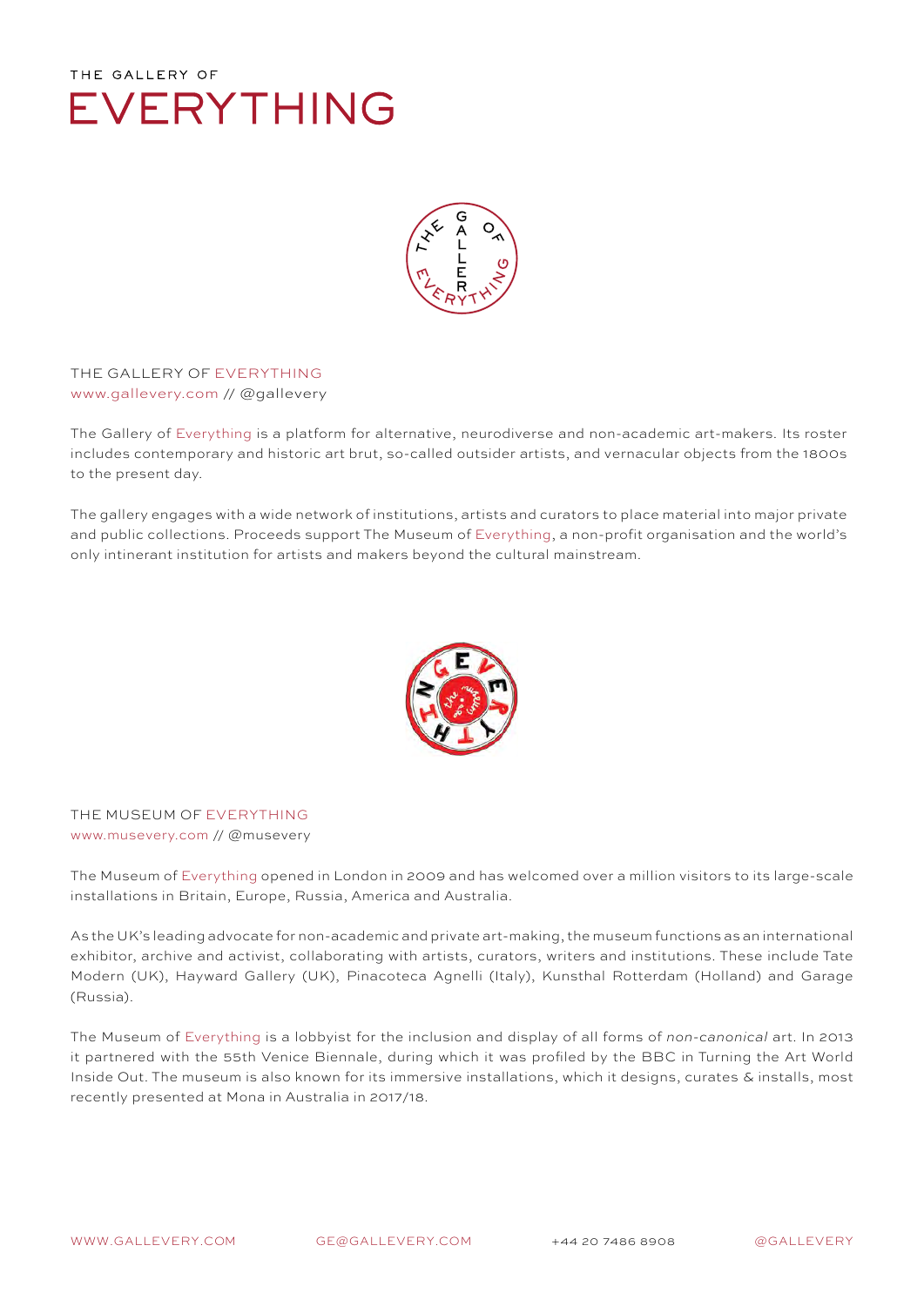THE GALLERY OF
# EVERYTHING

## THE GALLERY OF EVERYTHING

www.gallevery.com // @gallevery

The Gallery of Everything is a platform for alternative, neurodiverse and non-academic art-makers. Its roster includes contemporary and historic art brut, so-called outsider artists, and vernacular objects from the 1800s to the present day.

The gallery engages with a wide network of institutions, artists and curators to place material into major private and public collections. Proceeds support The Museum of Everything, a non-profit organisation and the world's only intinerant institution for artists and makers beyond the cultural mainstream.

## THE MUSEUM OF EVERYTHING

www.musevery.com // @musevery

The Museum of Everything opened in London in 2009 and has welcomed over a million visitors to its large-scale installations in Britain, Europe, Russia, America and Australia.

As the UK's leading advocate for non-academic and private art-making, the museum functions as an international exhibitor, archive and activist, collaborating with artists, curators, writers and institutions. These include Tate Modern (UK), Hayward Gallery (UK), Pinacoteca Agnelli (Italy), Kunsthal Rotterdam (Holland) and Garage (Russia).

The Museum of Everything is a lobbyist for the inclusion and display of all forms of *non-canonical* art. In 2013 it partnered with the 55th Venice Biennale, during which it was profiled by the BBC in Turning the Art World Inside Out. The museum is also known for its immersive installations, which it designs, curates & installs, most recently presented at Mona in Australia in 2017/18.

WWW.GALLEVERY.COM GE@GALLEVERY.COM +44 20 7486 8908 @GALLEVERY